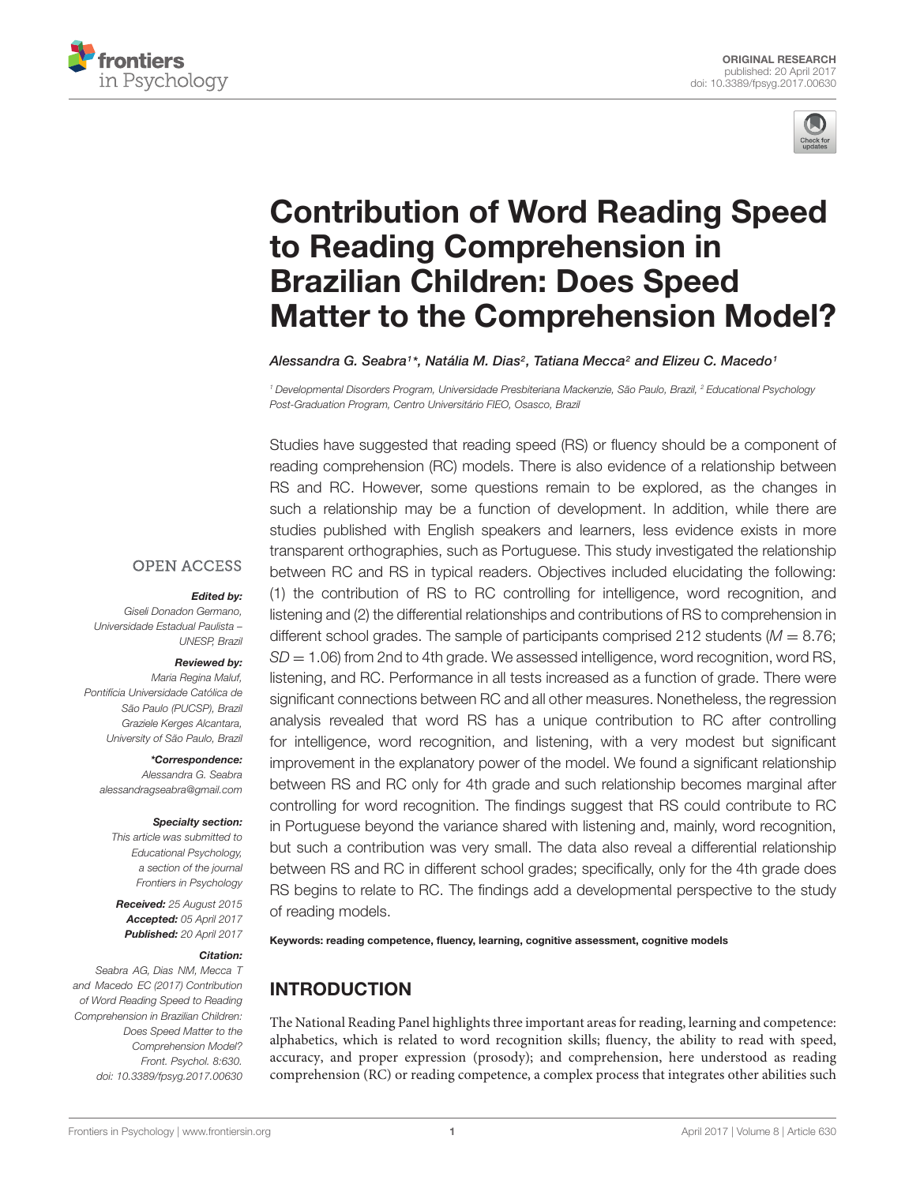ORIGINAL RESEARCH
published: 20 April 2017
doi: 10.3389/fpsyg.2017.00630

# Contribution of Word Reading Speed to Reading Comprehension in Brazilian Children: Does Speed Matter to the Comprehension Model?

*Alessandra G. Seabra[1]\*, Natália M. Dias[2], Tatiana Mecca[2] and Elizeu C. Macedo[1]*

[1] Developmental Disorders Program, Universidade Presbiteriana Mackenzie, São Paulo, Brazil, [2] Educational Psychology Post-Graduation Program, Centro Universitário FIEO, Osasco, Brazil

Studies have suggested that reading speed (RS) or fluency should be a component of reading comprehension (RC) models. There is also evidence of a relationship between RS and RC. However, some questions remain to be explored, as the changes in such a relationship may be a function of development. In addition, while there are studies published with English speakers and learners, less evidence exists in more transparent orthographies, such as Portuguese. This study investigated the relationship between RC and RS in typical readers. Objectives included elucidating the following: (1) the contribution of RS to RC controlling for intelligence, word recognition, and listening and (2) the differential relationships and contributions of RS to comprehension in different school grades. The sample of participants comprised 212 students ($M = 8.76$; $SD = 1.06$) from 2nd to 4th grade. We assessed intelligence, word recognition, word RS, listening, and RC. Performance in all tests increased as a function of grade. There were significant connections between RC and all other measures. Nonetheless, the regression analysis revealed that word RS has a unique contribution to RC after controlling for intelligence, word recognition, and listening, with a very modest but significant improvement in the explanatory power of the model. We found a significant relationship between RS and RC only for 4th grade and such relationship becomes marginal after controlling for word recognition. The findings suggest that RS could contribute to RC in Portuguese beyond the variance shared with listening and, mainly, word recognition, but such a contribution was very small. The data also reveal a differential relationship between RS and RC in different school grades; specifically, only for the 4th grade does RS begins to relate to RC. The findings add a developmental perspective to the study of reading models.

**Keywords: reading competence, fluency, learning, cognitive assessment, cognitive models**

OPEN ACCESS

***Edited by:***
*Giseli Donadon Germano, Universidade Estadual Paulista – UNESP, Brazil*

***Reviewed by:***
*Maria Regina Maluf, Pontifícia Universidade Católica de São Paulo (PUCSP), Brazil*
*Graziele Kerges Alcantara, University of São Paulo, Brazil*

***\*Correspondence:***
*Alessandra G. Seabra*
*alessandragseabra@gmail.com*

***Specialty section:***
*This article was submitted to Educational Psychology, a section of the journal Frontiers in Psychology*

***Received:*** *25 August 2015*
***Accepted:*** *05 April 2017*
***Published:*** *20 April 2017*

***Citation:***
*Seabra AG, Dias NM, Mecca T and Macedo EC (2017) Contribution of Word Reading Speed to Reading Comprehension in Brazilian Children: Does Speed Matter to the Comprehension Model? Front. Psychol. 8:630. doi: 10.3389/fpsyg.2017.00630*

## INTRODUCTION

The National Reading Panel highlights three important areas for reading, learning and competence: alphabetics, which is related to word recognition skills; fluency, the ability to read with speed, accuracy, and proper expression (prosody); and comprehension, here understood as reading comprehension (RC) or reading competence, a complex process that integrates other abilities such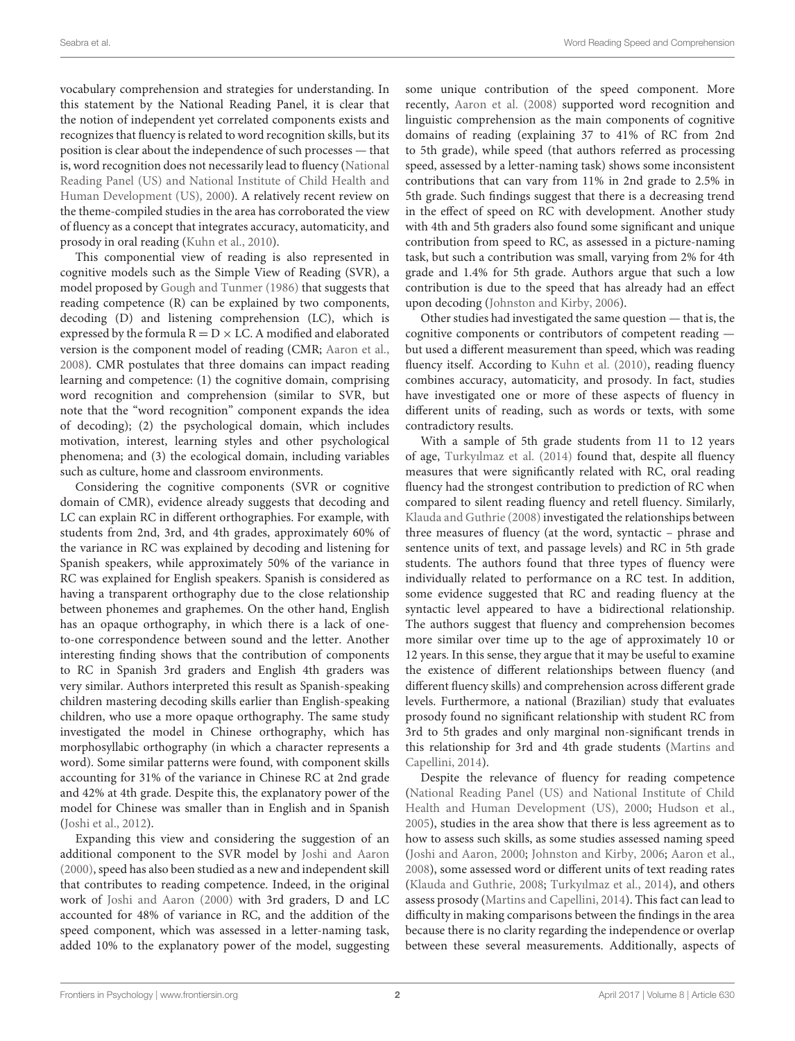vocabulary comprehension and strategies for understanding. In this statement by the National Reading Panel, it is clear that the notion of independent yet correlated components exists and recognizes that fluency is related to word recognition skills, but its position is clear about the independence of such processes — that is, word recognition does not necessarily lead to fluency (National Reading Panel (US) and National Institute of Child Health and Human Development (US), 2000). A relatively recent review on the theme-compiled studies in the area has corroborated the view of fluency as a concept that integrates accuracy, automaticity, and prosody in oral reading (Kuhn et al., 2010).

This componential view of reading is also represented in cognitive models such as the Simple View of Reading (SVR), a model proposed by Gough and Tunmer (1986) that suggests that reading competence (R) can be explained by two components, decoding (D) and listening comprehension (LC), which is expressed by the formula $R = D \times LC$. A modified and elaborated version is the component model of reading (CMR; Aaron et al., 2008). CMR postulates that three domains can impact reading learning and competence: (1) the cognitive domain, comprising word recognition and comprehension (similar to SVR, but note that the "word recognition" component expands the idea of decoding); (2) the psychological domain, which includes motivation, interest, learning styles and other psychological phenomena; and (3) the ecological domain, including variables such as culture, home and classroom environments.

Considering the cognitive components (SVR or cognitive domain of CMR), evidence already suggests that decoding and LC can explain RC in different orthographies. For example, with students from 2nd, 3rd, and 4th grades, approximately 60% of the variance in RC was explained by decoding and listening for Spanish speakers, while approximately 50% of the variance in RC was explained for English speakers. Spanish is considered as having a transparent orthography due to the close relationship between phonemes and graphemes. On the other hand, English has an opaque orthography, in which there is a lack of one-to-one correspondence between sound and the letter. Another interesting finding shows that the contribution of components to RC in Spanish 3rd graders and English 4th graders was very similar. Authors interpreted this result as Spanish-speaking children mastering decoding skills earlier than English-speaking children, who use a more opaque orthography. The same study investigated the model in Chinese orthography, which has morphosyllabic orthography (in which a character represents a word). Some similar patterns were found, with component skills accounting for 31% of the variance in Chinese RC at 2nd grade and 42% at 4th grade. Despite this, the explanatory power of the model for Chinese was smaller than in English and in Spanish (Joshi et al., 2012).

Expanding this view and considering the suggestion of an additional component to the SVR model by Joshi and Aaron (2000), speed has also been studied as a new and independent skill that contributes to reading competence. Indeed, in the original work of Joshi and Aaron (2000) with 3rd graders, D and LC accounted for 48% of variance in RC, and the addition of the speed component, which was assessed in a letter-naming task, added 10% to the explanatory power of the model, suggesting some unique contribution of the speed component. More recently, Aaron et al. (2008) supported word recognition and linguistic comprehension as the main components of cognitive domains of reading (explaining 37 to 41% of RC from 2nd to 5th grade), while speed (that authors referred as processing speed, assessed by a letter-naming task) shows some inconsistent contributions that can vary from 11% in 2nd grade to 2.5% in 5th grade. Such findings suggest that there is a decreasing trend in the effect of speed on RC with development. Another study with 4th and 5th graders also found some significant and unique contribution from speed to RC, as assessed in a picture-naming task, but such a contribution was small, varying from 2% for 4th grade and 1.4% for 5th grade. Authors argue that such a low contribution is due to the speed that has already had an effect upon decoding (Johnston and Kirby, 2006).

Other studies had investigated the same question — that is, the cognitive components or contributors of competent reading — but used a different measurement than speed, which was reading fluency itself. According to Kuhn et al. (2010), reading fluency combines accuracy, automaticity, and prosody. In fact, studies have investigated one or more of these aspects of fluency in different units of reading, such as words or texts, with some contradictory results.

With a sample of 5th grade students from 11 to 12 years of age, Turkyılmaz et al. (2014) found that, despite all fluency measures that were significantly related with RC, oral reading fluency had the strongest contribution to prediction of RC when compared to silent reading fluency and retell fluency. Similarly, Klauda and Guthrie (2008) investigated the relationships between three measures of fluency (at the word, syntactic – phrase and sentence units of text, and passage levels) and RC in 5th grade students. The authors found that three types of fluency were individually related to performance on a RC test. In addition, some evidence suggested that RC and reading fluency at the syntactic level appeared to have a bidirectional relationship. The authors suggest that fluency and comprehension becomes more similar over time up to the age of approximately 10 or 12 years. In this sense, they argue that it may be useful to examine the existence of different relationships between fluency (and different fluency skills) and comprehension across different grade levels. Furthermore, a national (Brazilian) study that evaluates prosody found no significant relationship with student RC from 3rd to 5th grades and only marginal non-significant trends in this relationship for 3rd and 4th grade students (Martins and Capellini, 2014).

Despite the relevance of fluency for reading competence (National Reading Panel (US) and National Institute of Child Health and Human Development (US), 2000; Hudson et al., 2005), studies in the area show that there is less agreement as to how to assess such skills, as some studies assessed naming speed (Joshi and Aaron, 2000; Johnston and Kirby, 2006; Aaron et al., 2008), some assessed word or different units of text reading rates (Klauda and Guthrie, 2008; Turkyılmaz et al., 2014), and others assess prosody (Martins and Capellini, 2014). This fact can lead to difficulty in making comparisons between the findings in the area because there is no clarity regarding the independence or overlap between these several measurements. Additionally, aspects of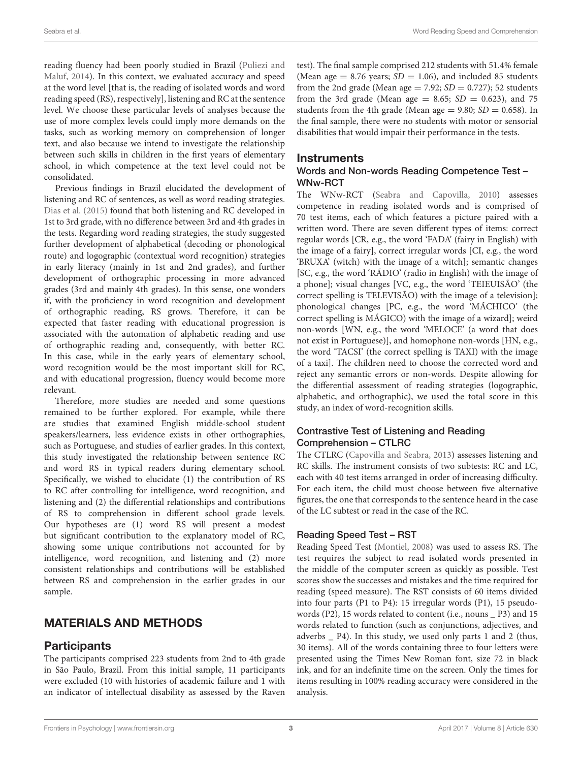reading fluency had been poorly studied in Brazil (Puliezi and Maluf, 2014). In this context, we evaluated accuracy and speed at the word level [that is, the reading of isolated words and word reading speed (RS), respectively], listening and RC at the sentence level. We choose these particular levels of analyses because the use of more complex levels could imply more demands on the tasks, such as working memory on comprehension of longer text, and also because we intend to investigate the relationship between such skills in children in the first years of elementary school, in which competence at the text level could not be consolidated.

Previous findings in Brazil elucidated the development of listening and RC of sentences, as well as word reading strategies. Dias et al. (2015) found that both listening and RC developed in 1st to 3rd grade, with no difference between 3rd and 4th grades in the tests. Regarding word reading strategies, the study suggested further development of alphabetical (decoding or phonological route) and logographic (contextual word recognition) strategies in early literacy (mainly in 1st and 2nd grades), and further development of orthographic processing in more advanced grades (3rd and mainly 4th grades). In this sense, one wonders if, with the proficiency in word recognition and development of orthographic reading, RS grows. Therefore, it can be expected that faster reading with educational progression is associated with the automation of alphabetic reading and use of orthographic reading and, consequently, with better RC. In this case, while in the early years of elementary school, word recognition would be the most important skill for RC, and with educational progression, fluency would become more relevant.

Therefore, more studies are needed and some questions remained to be further explored. For example, while there are studies that examined English middle-school student speakers/learners, less evidence exists in other orthographies, such as Portuguese, and studies of earlier grades. In this context, this study investigated the relationship between sentence RC and word RS in typical readers during elementary school. Specifically, we wished to elucidate (1) the contribution of RS to RC after controlling for intelligence, word recognition, and listening and (2) the differential relationships and contributions of RS to comprehension in different school grade levels. Our hypotheses are (1) word RS will present a modest but significant contribution to the explanatory model of RC, showing some unique contributions not accounted for by intelligence, word recognition, and listening and (2) more consistent relationships and contributions will be established between RS and comprehension in the earlier grades in our sample.

# MATERIALS AND METHODS

## Participants

The participants comprised 223 students from 2nd to 4th grade in São Paulo, Brazil. From this initial sample, 11 participants were excluded (10 with histories of academic failure and 1 with an indicator of intellectual disability as assessed by the Raven test). The final sample comprised 212 students with 51.4% female (Mean age = 8.76 years; *SD* = 1.06), and included 85 students from the 2nd grade (Mean age = 7.92; *SD* = 0.727); 52 students from the 3rd grade (Mean age = 8.65; *SD* = 0.623), and 75 students from the 4th grade (Mean age = 9.80; *SD* = 0.658). In the final sample, there were no students with motor or sensorial disabilities that would impair their performance in the tests.

## Instruments

### Words and Non-words Reading Competence Test – WNw-RCT

The WNw-RCT (Seabra and Capovilla, 2010) assesses competence in reading isolated words and is comprised of 70 test items, each of which features a picture paired with a written word. There are seven different types of items: correct regular words [CR, e.g., the word 'FADA' (fairy in English) with the image of a fairy], correct irregular words [CI, e.g., the word 'BRUXA' (witch) with the image of a witch]; semantic changes [SC, e.g., the word 'RÁDIO' (radio in English) with the image of a phone]; visual changes [VC, e.g., the word 'TEIEUISÃO' (the correct spelling is TELEVISÃO) with the image of a television]; phonological changes [PC, e.g., the word 'MÁCHICO' (the correct spelling is MÁGICO) with the image of a wizard]; weird non-words [WN, e.g., the word 'MELOCE' (a word that does not exist in Portuguese)], and homophone non-words [HN, e.g., the word 'TACSI' (the correct spelling is TAXI) with the image of a taxi]. The children need to choose the corrected word and reject any semantic errors or non-words. Despite allowing for the differential assessment of reading strategies (logographic, alphabetic, and orthographic), we used the total score in this study, an index of word-recognition skills.

### Contrastive Test of Listening and Reading Comprehension – CTLRC

The CTLRC (Capovilla and Seabra, 2013) assesses listening and RC skills. The instrument consists of two subtests: RC and LC, each with 40 test items arranged in order of increasing difficulty. For each item, the child must choose between five alternative figures, the one that corresponds to the sentence heard in the case of the LC subtest or read in the case of the RC.

### Reading Speed Test – RST

Reading Speed Test (Montiel, 2008) was used to assess RS. The test requires the subject to read isolated words presented in the middle of the computer screen as quickly as possible. Test scores show the successes and mistakes and the time required for reading (speed measure). The RST consists of 60 items divided into four parts (P1 to P4): 15 irregular words (P1), 15 pseudo-words (P2), 15 words related to content (i.e., nouns _ P3) and 15 words related to function (such as conjunctions, adjectives, and adverbs _ P4). In this study, we used only parts 1 and 2 (thus, 30 items). All of the words containing three to four letters were presented using the Times New Roman font, size 72 in black ink, and for an indefinite time on the screen. Only the times for items resulting in 100% reading accuracy were considered in the analysis.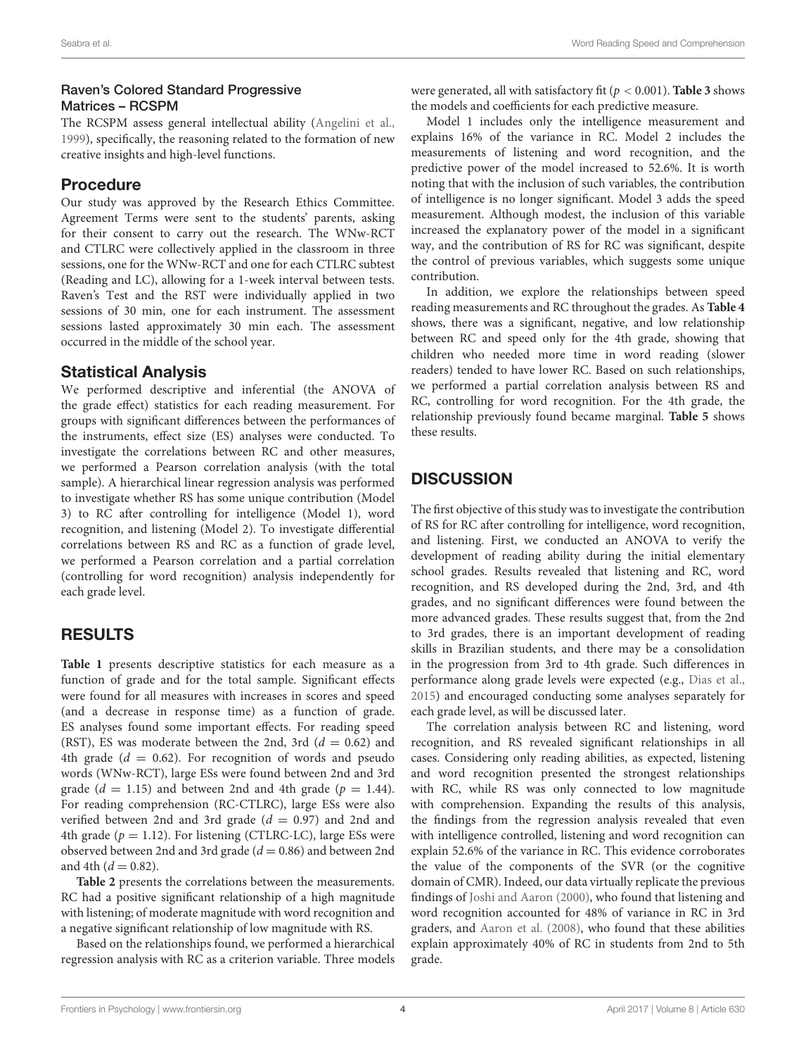### Raven's Colored Standard Progressive Matrices – RCSPM

The RCSPM assess general intellectual ability (Angelini et al., 1999), specifically, the reasoning related to the formation of new creative insights and high-level functions.

## Procedure

Our study was approved by the Research Ethics Committee. Agreement Terms were sent to the students' parents, asking for their consent to carry out the research. The WNw-RCT and CTLRC were collectively applied in the classroom in three sessions, one for the WNw-RCT and one for each CTLRC subtest (Reading and LC), allowing for a 1-week interval between tests. Raven's Test and the RST were individually applied in two sessions of 30 min, one for each instrument. The assessment sessions lasted approximately 30 min each. The assessment occurred in the middle of the school year.

## Statistical Analysis

We performed descriptive and inferential (the ANOVA of the grade effect) statistics for each reading measurement. For groups with significant differences between the performances of the instruments, effect size (ES) analyses were conducted. To investigate the correlations between RC and other measures, we performed a Pearson correlation analysis (with the total sample). A hierarchical linear regression analysis was performed to investigate whether RS has some unique contribution (Model 3) to RC after controlling for intelligence (Model 1), word recognition, and listening (Model 2). To investigate differential correlations between RS and RC as a function of grade level, we performed a Pearson correlation and a partial correlation (controlling for word recognition) analysis independently for each grade level.

# RESULTS

**Table 1** presents descriptive statistics for each measure as a function of grade and for the total sample. Significant effects were found for all measures with increases in scores and speed (and a decrease in response time) as a function of grade. ES analyses found some important effects. For reading speed (RST), ES was moderate between the 2nd, 3rd ($d = 0.62$) and 4th grade ($d = 0.62$). For recognition of words and pseudo words (WNw-RCT), large ESs were found between 2nd and 3rd grade ($d = 1.15$) and between 2nd and 4th grade ($p = 1.44$). For reading comprehension (RC-CTLRC), large ESs were also verified between 2nd and 3rd grade ($d = 0.97$) and 2nd and 4th grade ($p = 1.12$). For listening (CTLRC-LC), large ESs were observed between 2nd and 3rd grade ($d = 0.86$) and between 2nd and 4th ($d = 0.82$).

**Table 2** presents the correlations between the measurements. RC had a positive significant relationship of a high magnitude with listening; of moderate magnitude with word recognition and a negative significant relationship of low magnitude with RS.

Based on the relationships found, we performed a hierarchical regression analysis with RC as a criterion variable. Three models were generated, all with satisfactory fit ($p < 0.001$). **Table 3** shows the models and coefficients for each predictive measure.

Model 1 includes only the intelligence measurement and explains 16% of the variance in RC. Model 2 includes the measurements of listening and word recognition, and the predictive power of the model increased to 52.6%. It is worth noting that with the inclusion of such variables, the contribution of intelligence is no longer significant. Model 3 adds the speed measurement. Although modest, the inclusion of this variable increased the explanatory power of the model in a significant way, and the contribution of RS for RC was significant, despite the control of previous variables, which suggests some unique contribution.

In addition, we explore the relationships between speed reading measurements and RC throughout the grades. As **Table 4** shows, there was a significant, negative, and low relationship between RC and speed only for the 4th grade, showing that children who needed more time in word reading (slower readers) tended to have lower RC. Based on such relationships, we performed a partial correlation analysis between RS and RC, controlling for word recognition. For the 4th grade, the relationship previously found became marginal. **Table 5** shows these results.

# DISCUSSION

The first objective of this study was to investigate the contribution of RS for RC after controlling for intelligence, word recognition, and listening. First, we conducted an ANOVA to verify the development of reading ability during the initial elementary school grades. Results revealed that listening and RC, word recognition, and RS developed during the 2nd, 3rd, and 4th grades, and no significant differences were found between the more advanced grades. These results suggest that, from the 2nd to 3rd grades, there is an important development of reading skills in Brazilian students, and there may be a consolidation in the progression from 3rd to 4th grade. Such differences in performance along grade levels were expected (e.g., Dias et al., 2015) and encouraged conducting some analyses separately for each grade level, as will be discussed later.

The correlation analysis between RC and listening, word recognition, and RS revealed significant relationships in all cases. Considering only reading abilities, as expected, listening and word recognition presented the strongest relationships with RC, while RS was only connected to low magnitude with comprehension. Expanding the results of this analysis, the findings from the regression analysis revealed that even with intelligence controlled, listening and word recognition can explain 52.6% of the variance in RC. This evidence corroborates the value of the components of the SVR (or the cognitive domain of CMR). Indeed, our data virtually replicate the previous findings of Joshi and Aaron (2000), who found that listening and word recognition accounted for 48% of variance in RC in 3rd graders, and Aaron et al. (2008), who found that these abilities explain approximately 40% of RC in students from 2nd to 5th grade.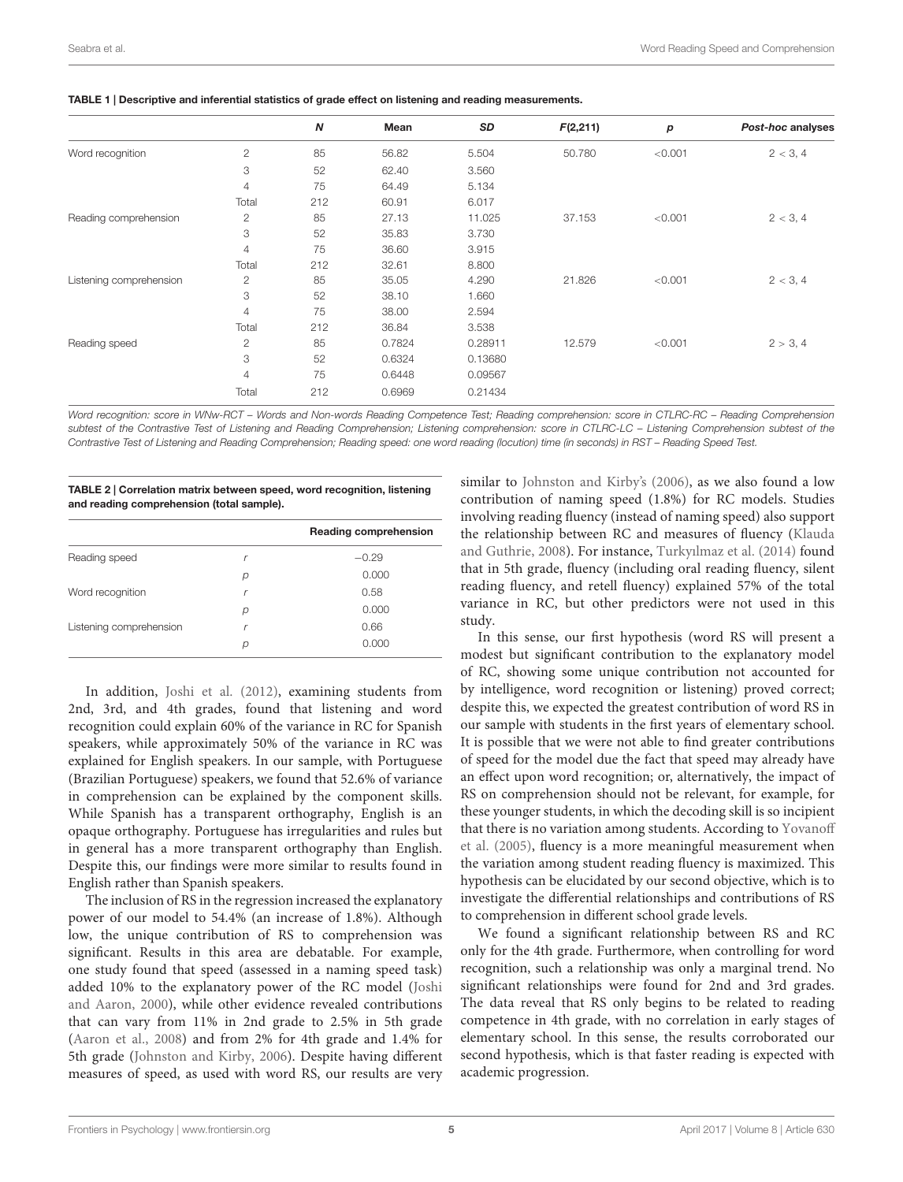**TABLE 1 | Descriptive and inferential statistics of grade effect on listening and reading measurements.**

| | | *N* | Mean | *SD* | *F*(2,211) | *p* | *Post-hoc* analyses |
|---|---|---|---|---|---|---|---|
| Word recognition | 2 | 85 | 56.82 | 5.504 | 50.780 | <0.001 | 2 < 3, 4 |
| | 3 | 52 | 62.40 | 3.560 | | | |
| | 4 | 75 | 64.49 | 5.134 | | | |
| | Total | 212 | 60.91 | 6.017 | | | |
| Reading comprehension | 2 | 85 | 27.13 | 11.025 | 37.153 | <0.001 | 2 < 3, 4 |
| | 3 | 52 | 35.83 | 3.730 | | | |
| | 4 | 75 | 36.60 | 3.915 | | | |
| | Total | 212 | 32.61 | 8.800 | | | |
| Listening comprehension | 2 | 85 | 35.05 | 4.290 | 21.826 | <0.001 | 2 < 3, 4 |
| | 3 | 52 | 38.10 | 1.660 | | | |
| | 4 | 75 | 38.00 | 2.594 | | | |
| | Total | 212 | 36.84 | 3.538 | | | |
| Reading speed | 2 | 85 | 0.7824 | 0.28911 | 12.579 | <0.001 | 2 > 3, 4 |
| | 3 | 52 | 0.6324 | 0.13680 | | | |
| | 4 | 75 | 0.6448 | 0.09567 | | | |
| | Total | 212 | 0.6969 | 0.21434 | | | |

*Word recognition: score in WNw-RCT – Words and Non-words Reading Competence Test; Reading comprehension: score in CTLRC-RC – Reading Comprehension subtest of the Contrastive Test of Listening and Reading Comprehension; Listening comprehension: score in CTLRC-LC – Listening Comprehension subtest of the Contrastive Test of Listening and Reading Comprehension; Reading speed: one word reading (locution) time (in seconds) in RST – Reading Speed Test.*

**TABLE 2 | Correlation matrix between speed, word recognition, listening and reading comprehension (total sample).**

| | | Reading comprehension |
|---|---|---|
| Reading speed | *r* | −0.29 |
| | *p* | 0.000 |
| Word recognition | *r* | 0.58 |
| | *p* | 0.000 |
| Listening comprehension | *r* | 0.66 |
| | *p* | 0.000 |

In addition, Joshi et al. (2012), examining students from 2nd, 3rd, and 4th grades, found that listening and word recognition could explain 60% of the variance in RC for Spanish speakers, while approximately 50% of the variance in RC was explained for English speakers. In our sample, with Portuguese (Brazilian Portuguese) speakers, we found that 52.6% of variance in comprehension can be explained by the component skills. While Spanish has a transparent orthography, English is an opaque orthography. Portuguese has irregularities and rules but in general has a more transparent orthography than English. Despite this, our findings were more similar to results found in English rather than Spanish speakers.

The inclusion of RS in the regression increased the explanatory power of our model to 54.4% (an increase of 1.8%). Although low, the unique contribution of RS to comprehension was significant. Results in this area are debatable. For example, one study found that speed (assessed in a naming speed task) added 10% to the explanatory power of the RC model (Joshi and Aaron, 2000), while other evidence revealed contributions that can vary from 11% in 2nd grade to 2.5% in 5th grade (Aaron et al., 2008) and from 2% for 4th grade and 1.4% for 5th grade (Johnston and Kirby, 2006). Despite having different measures of speed, as used with word RS, our results are very similar to Johnston and Kirby's (2006), as we also found a low contribution of naming speed (1.8%) for RC models. Studies involving reading fluency (instead of naming speed) also support the relationship between RC and measures of fluency (Klauda and Guthrie, 2008). For instance, Turkyılmaz et al. (2014) found that in 5th grade, fluency (including oral reading fluency, silent reading fluency, and retell fluency) explained 57% of the total variance in RC, but other predictors were not used in this study.

In this sense, our first hypothesis (word RS will present a modest but significant contribution to the explanatory model of RC, showing some unique contribution not accounted for by intelligence, word recognition or listening) proved correct; despite this, we expected the greatest contribution of word RS in our sample with students in the first years of elementary school. It is possible that we were not able to find greater contributions of speed for the model due the fact that speed may already have an effect upon word recognition; or, alternatively, the impact of RS on comprehension should not be relevant, for example, for these younger students, in which the decoding skill is so incipient that there is no variation among students. According to Yovanoff et al. (2005), fluency is a more meaningful measurement when the variation among student reading fluency is maximized. This hypothesis can be elucidated by our second objective, which is to investigate the differential relationships and contributions of RS to comprehension in different school grade levels.

We found a significant relationship between RS and RC only for the 4th grade. Furthermore, when controlling for word recognition, such a relationship was only a marginal trend. No significant relationships were found for 2nd and 3rd grades. The data reveal that RS only begins to be related to reading competence in 4th grade, with no correlation in early stages of elementary school. In this sense, the results corroborated our second hypothesis, which is that faster reading is expected with academic progression.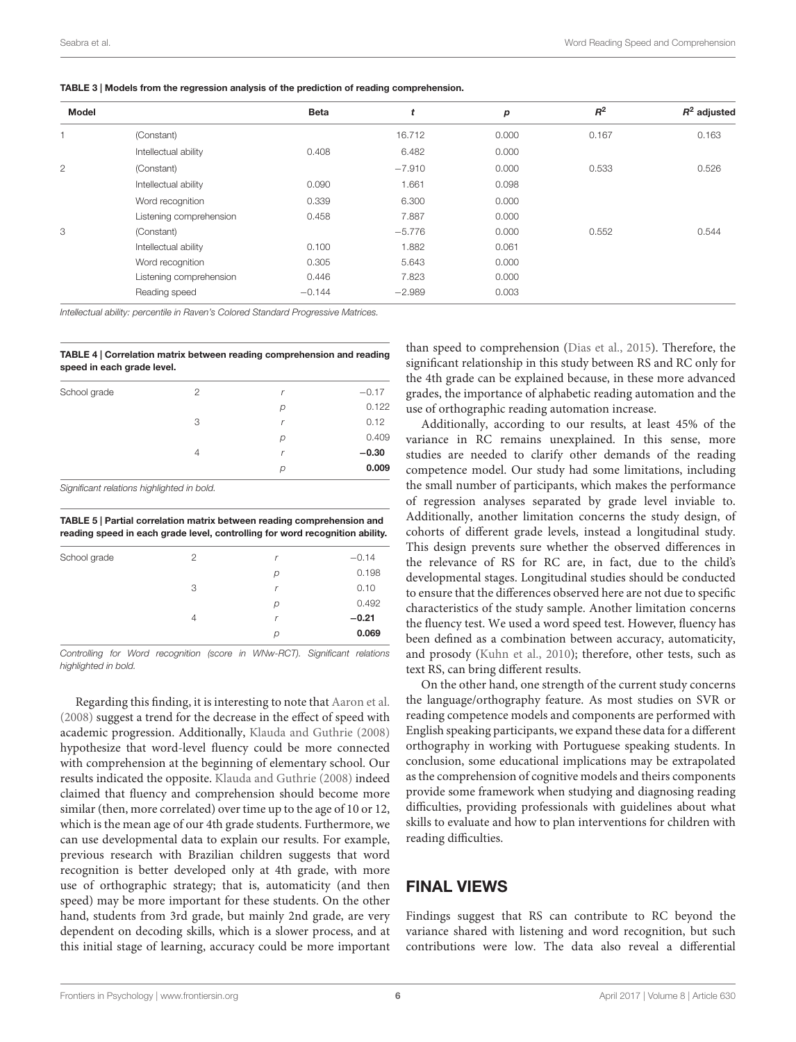**TABLE 3 | Models from the regression analysis of the prediction of reading comprehension.**

| Model | | Beta | t | p | $R^2$ | $R^2$ adjusted |
|---|---|---|---|---|---|---|
| 1 | (Constant) | | 16.712 | 0.000 | 0.167 | 0.163 |
| | Intellectual ability | 0.408 | 6.482 | 0.000 | | |
| 2 | (Constant) | | −7.910 | 0.000 | 0.533 | 0.526 |
| | Intellectual ability | 0.090 | 1.661 | 0.098 | | |
| | Word recognition | 0.339 | 6.300 | 0.000 | | |
| | Listening comprehension | 0.458 | 7.887 | 0.000 | | |
| 3 | (Constant) | | −5.776 | 0.000 | 0.552 | 0.544 |
| | Intellectual ability | 0.100 | 1.882 | 0.061 | | |
| | Word recognition | 0.305 | 5.643 | 0.000 | | |
| | Listening comprehension | 0.446 | 7.823 | 0.000 | | |
| | Reading speed | −0.144 | −2.989 | 0.003 | | |

*Intellectual ability: percentile in Raven's Colored Standard Progressive Matrices.*

**TABLE 4 | Correlation matrix between reading comprehension and reading speed in each grade level.**

| | | | |
|---|---|---|---|
| School grade | 2 | r | −0.17 |
| | | p | 0.122 |
| | 3 | r | 0.12 |
| | | p | 0.409 |
| | 4 | r | **−0.30** |
| | | p | **0.009** |

*Significant relations highlighted in bold.*

**TABLE 5 | Partial correlation matrix between reading comprehension and reading speed in each grade level, controlling for word recognition ability.**

| | | | |
|---|---|---|---|
| School grade | 2 | r | −0.14 |
| | | p | 0.198 |
| | 3 | r | 0.10 |
| | | p | 0.492 |
| | 4 | r | **−0.21** |
| | | p | **0.069** |

*Controlling for Word recognition (score in WNw-RCT). Significant relations highlighted in bold.*

Regarding this finding, it is interesting to note that Aaron et al. (2008) suggest a trend for the decrease in the effect of speed with academic progression. Additionally, Klauda and Guthrie (2008) hypothesize that word-level fluency could be more connected with comprehension at the beginning of elementary school. Our results indicated the opposite. Klauda and Guthrie (2008) indeed claimed that fluency and comprehension should become more similar (then, more correlated) over time up to the age of 10 or 12, which is the mean age of our 4th grade students. Furthermore, we can use developmental data to explain our results. For example, previous research with Brazilian children suggests that word recognition is better developed only at 4th grade, with more use of orthographic strategy; that is, automaticity (and then speed) may be more important for these students. On the other hand, students from 3rd grade, but mainly 2nd grade, are very dependent on decoding skills, which is a slower process, and at this initial stage of learning, accuracy could be more important than speed to comprehension (Dias et al., 2015). Therefore, the significant relationship in this study between RS and RC only for the 4th grade can be explained because, in these more advanced grades, the importance of alphabetic reading automation and the use of orthographic reading automation increase.

Additionally, according to our results, at least 45% of the variance in RC remains unexplained. In this sense, more studies are needed to clarify other demands of the reading competence model. Our study had some limitations, including the small number of participants, which makes the performance of regression analyses separated by grade level inviable to. Additionally, another limitation concerns the study design, of cohorts of different grade levels, instead a longitudinal study. This design prevents sure whether the observed differences in the relevance of RS for RC are, in fact, due to the child's developmental stages. Longitudinal studies should be conducted to ensure that the differences observed here are not due to specific characteristics of the study sample. Another limitation concerns the fluency test. We used a word speed test. However, fluency has been defined as a combination between accuracy, automaticity, and prosody (Kuhn et al., 2010); therefore, other tests, such as text RS, can bring different results.

On the other hand, one strength of the current study concerns the language/orthography feature. As most studies on SVR or reading competence models and components are performed with English speaking participants, we expand these data for a different orthography in working with Portuguese speaking students. In conclusion, some educational implications may be extrapolated as the comprehension of cognitive models and theirs components provide some framework when studying and diagnosing reading difficulties, providing professionals with guidelines about what skills to evaluate and how to plan interventions for children with reading difficulties.

## FINAL VIEWS

Findings suggest that RS can contribute to RC beyond the variance shared with listening and word recognition, but such contributions were low. The data also reveal a differential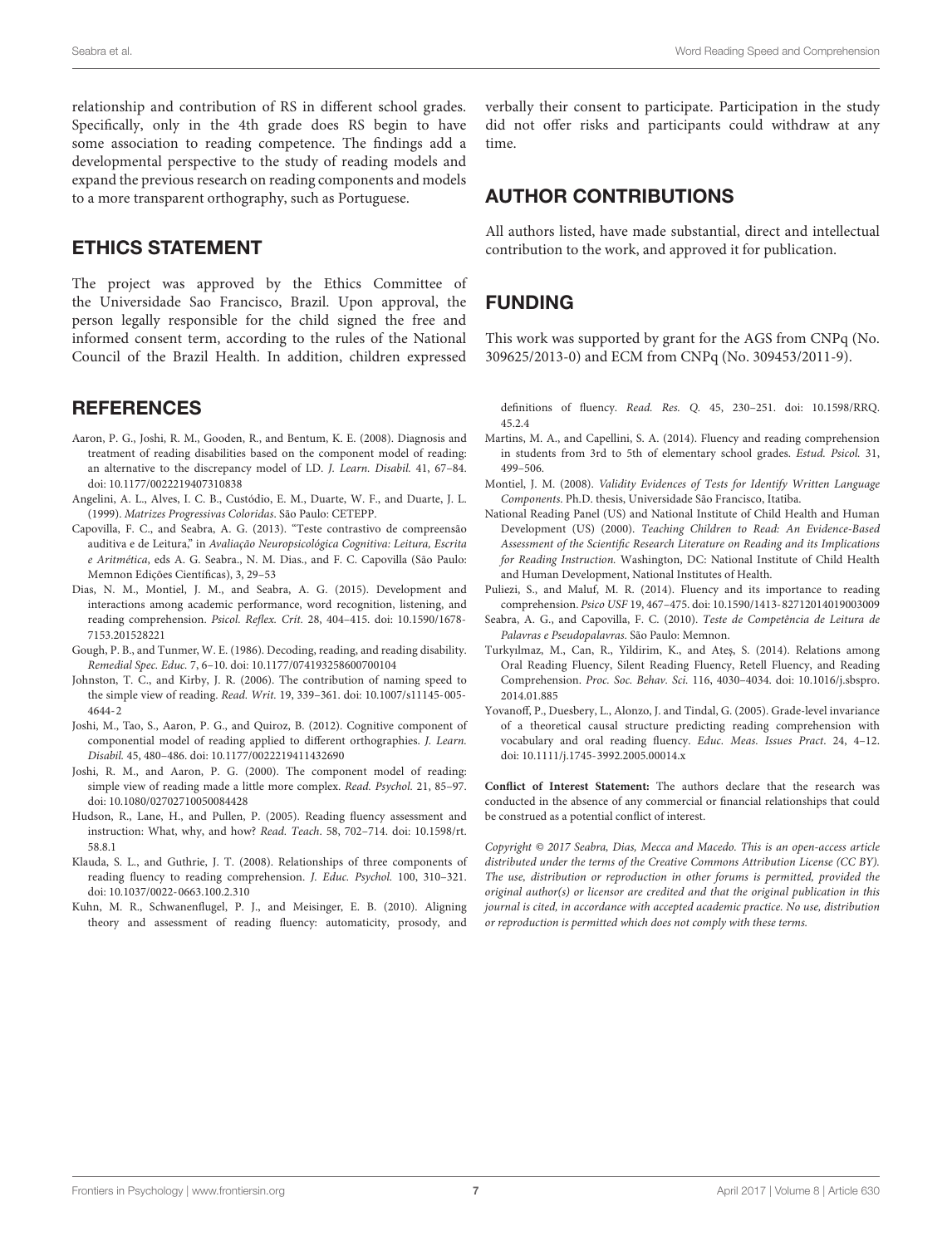relationship and contribution of RS in different school grades. Specifically, only in the 4th grade does RS begin to have some association to reading competence. The findings add a developmental perspective to the study of reading models and expand the previous research on reading components and models to a more transparent orthography, such as Portuguese.

## ETHICS STATEMENT

The project was approved by the Ethics Committee of the Universidade Sao Francisco, Brazil. Upon approval, the person legally responsible for the child signed the free and informed consent term, according to the rules of the National Council of the Brazil Health. In addition, children expressed verbally their consent to participate. Participation in the study did not offer risks and participants could withdraw at any time.

## AUTHOR CONTRIBUTIONS

All authors listed, have made substantial, direct and intellectual contribution to the work, and approved it for publication.

## FUNDING

This work was supported by grant for the AGS from CNPq (No. 309625/2013-0) and ECM from CNPq (No. 309453/2011-9).

## REFERENCES

Aaron, P. G., Joshi, R. M., Gooden, R., and Bentum, K. E. (2008). Diagnosis and treatment of reading disabilities based on the component model of reading: an alternative to the discrepancy model of LD. *J. Learn. Disabil.* 41, 67–84. doi: 10.1177/0022219407310838

Angelini, A. L., Alves, I. C. B., Custódio, E. M., Duarte, W. F., and Duarte, J. L. (1999). *Matrizes Progressivas Coloridas*. São Paulo: CETEPP.

Capovilla, F. C., and Seabra, A. G. (2013). "Teste contrastivo de compreensão auditiva e de Leitura," in *Avaliação Neuropsicológica Cognitiva: Leitura, Escrita e Aritmética*, eds A. G. Seabra., N. M. Dias., and F. C. Capovilla (São Paulo: Memnon Edições Científicas), 3, 29–53

Dias, N. M., Montiel, J. M., and Seabra, A. G. (2015). Development and interactions among academic performance, word recognition, listening, and reading comprehension. *Psicol. Reflex. Crít.* 28, 404–415. doi: 10.1590/1678-7153.201528221

Gough, P. B., and Tunmer, W. E. (1986). Decoding, reading, and reading disability. *Remedial Spec. Educ.* 7, 6–10. doi: 10.1177/074193258600700104

Johnston, T. C., and Kirby, J. R. (2006). The contribution of naming speed to the simple view of reading. *Read. Writ.* 19, 339–361. doi: 10.1007/s11145-005-4644-2

Joshi, M., Tao, S., Aaron, P. G., and Quiroz, B. (2012). Cognitive component of componential model of reading applied to different orthographies. *J. Learn. Disabil.* 45, 480–486. doi: 10.1177/0022219411432690

Joshi, R. M., and Aaron, P. G. (2000). The component model of reading: simple view of reading made a little more complex. *Read. Psychol.* 21, 85–97. doi: 10.1080/02702710050084428

Hudson, R., Lane, H., and Pullen, P. (2005). Reading fluency assessment and instruction: What, why, and how? *Read. Teach.* 58, 702–714. doi: 10.1598/rt.58.8.1

Klauda, S. L., and Guthrie, J. T. (2008). Relationships of three components of reading fluency to reading comprehension. *J. Educ. Psychol.* 100, 310–321. doi: 10.1037/0022-0663.100.2.310

Kuhn, M. R., Schwanenflugel, P. J., and Meisinger, E. B. (2010). Aligning theory and assessment of reading fluency: automaticity, prosody, and definitions of fluency. *Read. Res. Q.* 45, 230–251. doi: 10.1598/RRQ.45.2.4

Martins, M. A., and Capellini, S. A. (2014). Fluency and reading comprehension in students from 3rd to 5th of elementary school grades. *Estud. Psicol.* 31, 499–506.

Montiel, J. M. (2008). *Validity Evidences of Tests for Identify Written Language Components*. Ph.D. thesis, Universidade São Francisco, Itatiba.

National Reading Panel (US) and National Institute of Child Health and Human Development (US) (2000). *Teaching Children to Read: An Evidence-Based Assessment of the Scientific Research Literature on Reading and its Implications for Reading Instruction.* Washington, DC: National Institute of Child Health and Human Development, National Institutes of Health.

Puliezi, S., and Maluf, M. R. (2014). Fluency and its importance to reading comprehension. *Psico USF* 19, 467–475. doi: 10.1590/1413-82712014019003009

Seabra, A. G., and Capovilla, F. C. (2010). *Teste de Competência de Leitura de Palavras e Pseudopalavras*. São Paulo: Memnon.

Turkyılmaz, M., Can, R., Yildirim, K., and Ateş, S. (2014). Relations among Oral Reading Fluency, Silent Reading Fluency, Retell Fluency, and Reading Comprehension. *Proc. Soc. Behav. Sci.* 116, 4030–4034. doi: 10.1016/j.sbspro.2014.01.885

Yovanoff, P., Duesbery, L., Alonzo, J. and Tindal, G. (2005). Grade-level invariance of a theoretical causal structure predicting reading comprehension with vocabulary and oral reading fluency. *Educ. Meas. Issues Pract.* 24, 4–12. doi: 10.1111/j.1745-3992.2005.00014.x

**Conflict of Interest Statement:** The authors declare that the research was conducted in the absence of any commercial or financial relationships that could be construed as a potential conflict of interest.

*Copyright © 2017 Seabra, Dias, Mecca and Macedo. This is an open-access article distributed under the terms of the Creative Commons Attribution License (CC BY). The use, distribution or reproduction in other forums is permitted, provided the original author(s) or licensor are credited and that the original publication in this journal is cited, in accordance with accepted academic practice. No use, distribution or reproduction is permitted which does not comply with these terms.*